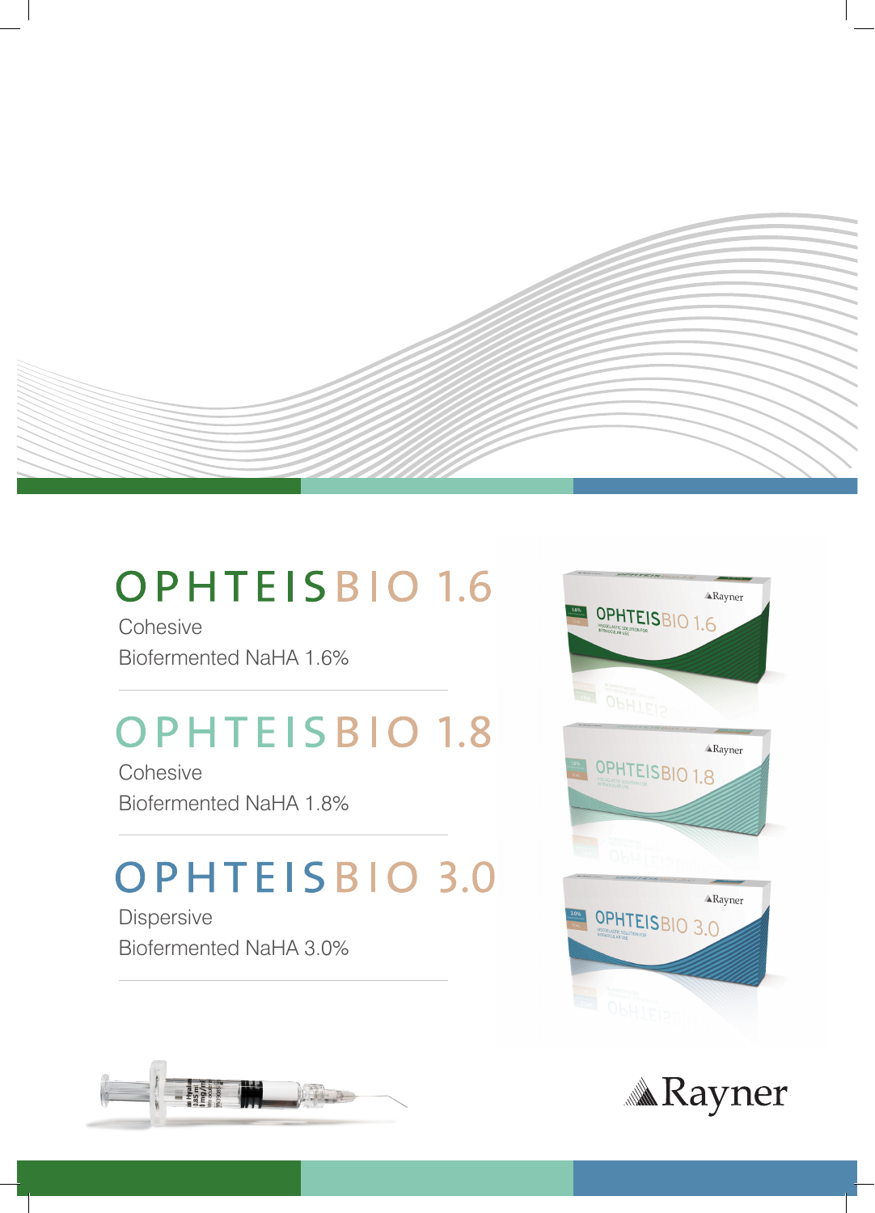## OPHTEISBIO 1.6

Cohesive

Biofermented NaHA 1.6%

---

## OPHTEISBIO 1.8

Cohesive

Biofermented NaHA 1.8%

---

## OPHTEISBIO 3.0

Dispersive

Biofermented NaHA 3.0%

---

Rayner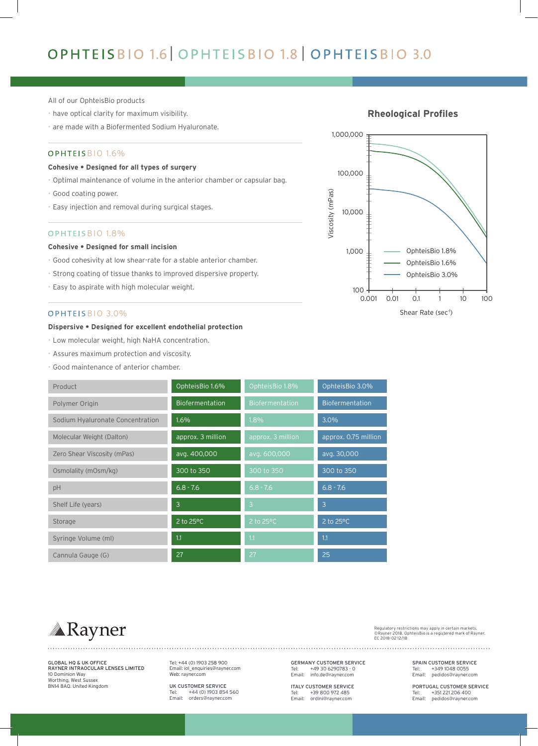# OPHTEISBIO 1.6 | OPHTEISBIO 1.8 | OPHTEISBIO 3.0

All of our OphteisBio products

- have optical clarity for maximum visibility.
- are made with a Biofermented Sodium Hyaluronate.

## OPHTEISBIO 1.6%

**Cohesive • Designed for all types of surgery**

- Optimal maintenance of volume in the anterior chamber or capsular bag.
- Good coating power.
- Easy injection and removal during surgical stages.

## OPHTEISBIO 1.8%

**Cohesive • Designed for small incision**

- Good cohesivity at low shear-rate for a stable anterior chamber.
- Strong coating of tissue thanks to improved dispersive property.
- Easy to aspirate with high molecular weight.

## OPHTEISBIO 3.0%

**Dispersive • Designed for excellent endothelial protection**

- Low molecular weight, high NaHA concentration.
- Assures maximum protection and viscosity.
- Good maintenance of anterior chamber.

**Rheological Profiles**

Viscosity (mPas)
1,000,000
100,000
10,000
1,000
100
Shear Rate (sec$^{-1}$)
0.001
0.01
0.1
1
10
100
OphteisBio 1.8%
OphteisBio 1.6%
OphteisBio 3.0%

| Product | OphteisBio 1.6% | OphteisBio 1.8% | OphteisBio 3.0% |
| --- | --- | --- | --- |
| Polymer Origin | Biofermentation | Biofermentation | Biofermentation |
| Sodium Hyaluronate Concentration | 1.6% | 1.8% | 3.0% |
| Molecular Weight (Dalton) | approx. 3 million | approx. 3 million | approx. 0.75 million |
| Zero Shear Viscosity (mPas) | avg. 400,000 | avg. 600,000 | avg. 30,000 |
| Osmolality (mOsm/kg) | 300 to 350 | 300 to 350 | 300 to 350 |
| pH | 6.8 - 7.6 | 6.8 - 7.6 | 6.8 - 7.6 |
| Shelf Life (years) | 3 | 3 | 3 |
| Storage | 2 to 25°C | 2 to 25°C | 2 to 25°C |
| Syringe Volume (ml) | 1.1 | 1.1 | 1.1 |
| Cannula Gauge (G) | 27 | 27 | 25 |

Rayner

Regulatory restrictions may apply in certain markets.
©Rayner 2018. OphteisBio is a registered mark of Rayner.
EC 2018-02 12/18

GLOBAL HQ & UK OFFICE
RAYNER INTRAOCULAR LENSES LIMITED
10 Dominion Way
Worthing, West Sussex
BN14 8AQ. United Kingdom

Tel: +44 (0) 1903 258 900
Email: iol_enquiries@rayner.com
Web: rayner.com

UK CUSTOMER SERVICE
Tel: +44 (0) 1903 854 560
Email: orders@rayner.com

GERMANY CUSTOMER SERVICE
Tel: +49 30 6290783 - 0
Email: info.de@rayner.com

ITALY CUSTOMER SERVICE
Tel: +39 800 972 485
Email: ordini@rayner.com

SPAIN CUSTOMER SERVICE
Tel: +349 1048 0055
Email: pedidos@rayner.com

PORTUGAL CUSTOMER SERVICE
Tel: +351 221 206 400
Email: pedidos@rayner.com